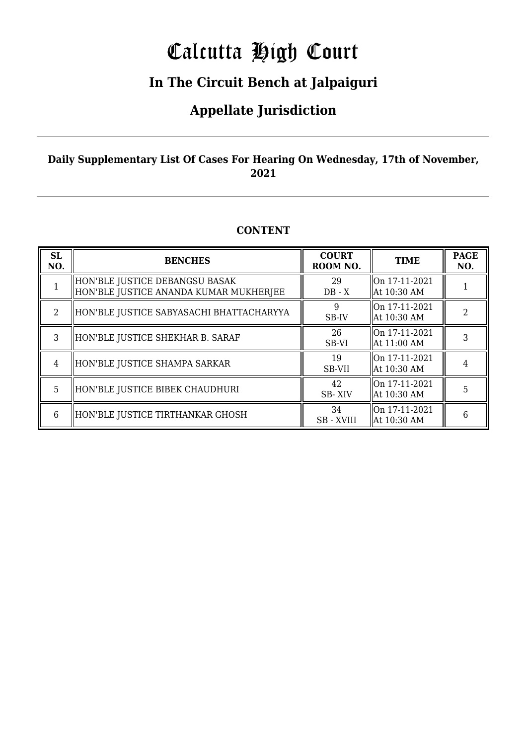# Calcutta High Court

## In The Circuit Bench at Jalpaiguri

## Appellate Jurisdiction

**Daily Supplementary List Of Cases For Hearing On Wednesday, 17th of November, 2021**

### CONTENT

| SL NO. | BENCHES | COURT ROOM NO. | TIME | PAGE NO. |
|---|---|---|---|---|
| 1 | HON'BLE JUSTICE DEBANGSU BASAK<br>HON'BLE JUSTICE ANANDA KUMAR MUKHERJEE | 29<br>DB - X | On 17-11-2021<br>At 10:30 AM | 1 |
| 2 | HON'BLE JUSTICE SABYASACHI BHATTACHARYYA | 9<br>SB-IV | On 17-11-2021<br>At 10:30 AM | 2 |
| 3 | HON'BLE JUSTICE SHEKHAR B. SARAF | 26<br>SB-VI | On 17-11-2021<br>At 11:00 AM | 3 |
| 4 | HON'BLE JUSTICE SHAMPA SARKAR | 19<br>SB-VII | On 17-11-2021<br>At 10:30 AM | 4 |
| 5 | HON'BLE JUSTICE BIBEK CHAUDHURI | 42<br>SB- XIV | On 17-11-2021<br>At 10:30 AM | 5 |
| 6 | HON'BLE JUSTICE TIRTHANKAR GHOSH | 34<br>SB - XVIII | On 17-11-2021<br>At 10:30 AM | 6 |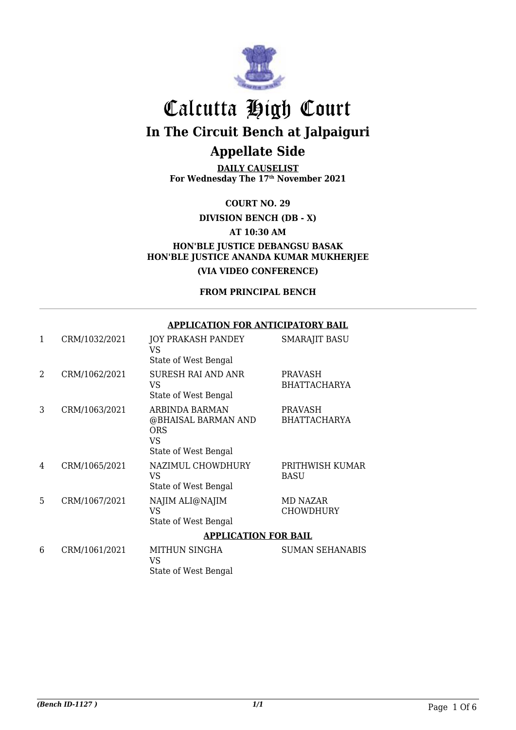# Calcutta High Court

## In The Circuit Bench at Jalpaiguri

## Appellate Side

**DAILY CAUSELIST**
**For Wednesday The 17th November 2021**

**COURT NO. 29**

**DIVISION BENCH (DB - X)**

**AT 10:30 AM**

**HON'BLE JUSTICE DEBANGSU BASAK**
**HON'BLE JUSTICE ANANDA KUMAR MUKHERJEE**

**(VIA VIDEO CONFERENCE)**

**FROM PRINCIPAL BENCH**

---

**APPLICATION FOR ANTICIPATORY BAIL**

| | | | |
|---|---|---|---|
| 1 | CRM/1032/2021 | JOY PRAKASH PANDEY<br>VS<br>State of West Bengal | SMARAJIT BASU |
| 2 | CRM/1062/2021 | SURESH RAI AND ANR<br>VS<br>State of West Bengal | PRAVASH BHATTACHARYA |
| 3 | CRM/1063/2021 | ARBINDA BARMAN @BHAISAL BARMAN AND ORS<br>VS<br>State of West Bengal | PRAVASH BHATTACHARYA |
| 4 | CRM/1065/2021 | NAZIMUL CHOWDHURY<br>VS<br>State of West Bengal | PRITHWISH KUMAR BASU |
| 5 | CRM/1067/2021 | NAJIM ALI@NAJIM<br>VS<br>State of West Bengal | MD NAZAR CHOWDHURY |

**APPLICATION FOR BAIL**

| | | | |
|---|---|---|---|
| 6 | CRM/1061/2021 | MITHUN SINGHA<br>VS<br>State of West Bengal | SUMAN SEHANABIS |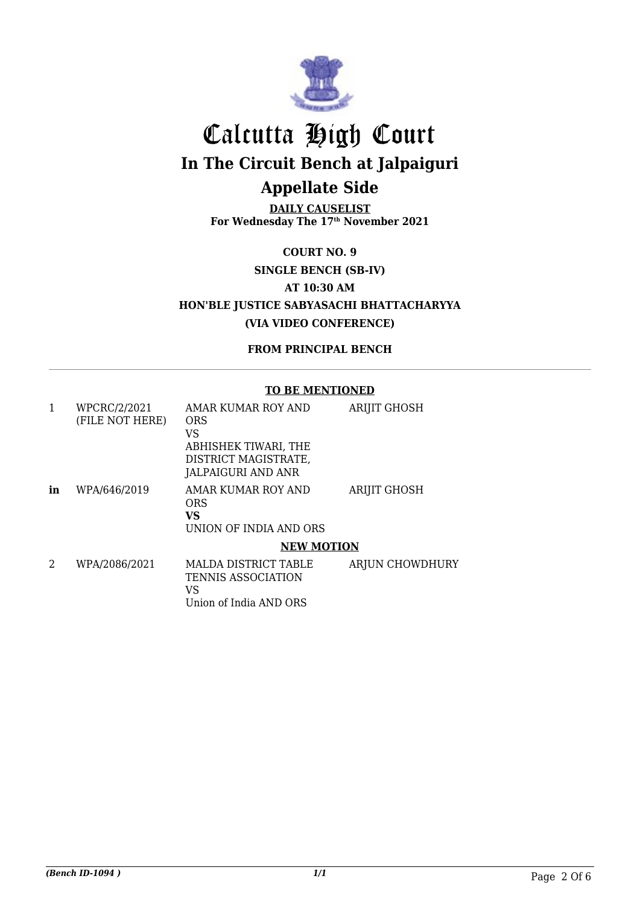# Calcutta High Court

## In The Circuit Bench at Jalpaiguri

## Appellate Side

**DAILY CAUSELIST**
**For Wednesday The 17th November 2021**

**COURT NO. 9**

**SINGLE BENCH (SB-IV)**

**AT 10:30 AM**

**HON'BLE JUSTICE SABYASACHI BHATTACHARYYA**

**(VIA VIDEO CONFERENCE)**

**FROM PRINCIPAL BENCH**

**TO BE MENTIONED**

| | | | |
|---|---|---|---|
| 1 | WPCRC/2/2021 (FILE NOT HERE) | AMAR KUMAR ROY AND ORS VS ABHISHEK TIWARI, THE DISTRICT MAGISTRATE, JALPAIGURI AND ANR | ARIJIT GHOSH |
| **in** | WPA/646/2019 | AMAR KUMAR ROY AND ORS **VS** UNION OF INDIA AND ORS | ARIJIT GHOSH |

**NEW MOTION**

| | | | |
|---|---|---|---|
| 2 | WPA/2086/2021 | MALDA DISTRICT TABLE TENNIS ASSOCIATION VS Union of India AND ORS | ARJUN CHOWDHURY |

*(Bench ID-1094 )* 1/1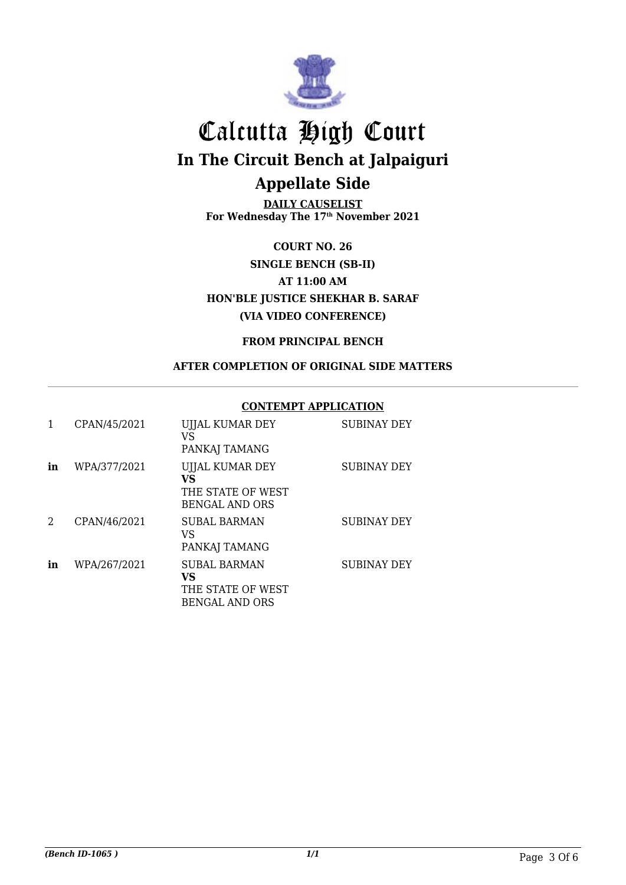# Calcutta High Court

## In The Circuit Bench at Jalpaiguri

## Appellate Side

**DAILY CAUSELIST**
**For Wednesday The 17th November 2021**

**COURT NO. 26**

**SINGLE BENCH (SB-II)**

**AT 11:00 AM**

**HON'BLE JUSTICE SHEKHAR B. SARAF**

**(VIA VIDEO CONFERENCE)**

**FROM PRINCIPAL BENCH**

**AFTER COMPLETION OF ORIGINAL SIDE MATTERS**

**CONTEMPT APPLICATION**

| | | | |
|---|---|---|---|
| 1 | CPAN/45/2021 | UJJAL KUMAR DEY<br>VS<br>PANKAJ TAMANG | SUBINAY DEY |
| **in** | WPA/377/2021 | UJJAL KUMAR DEY<br>**VS**<br>THE STATE OF WEST BENGAL AND ORS | SUBINAY DEY |
| 2 | CPAN/46/2021 | SUBAL BARMAN<br>VS<br>PANKAJ TAMANG | SUBINAY DEY |
| **in** | WPA/267/2021 | SUBAL BARMAN<br>**VS**<br>THE STATE OF WEST BENGAL AND ORS | SUBINAY DEY |

*(Bench ID-1065 )* *1/1*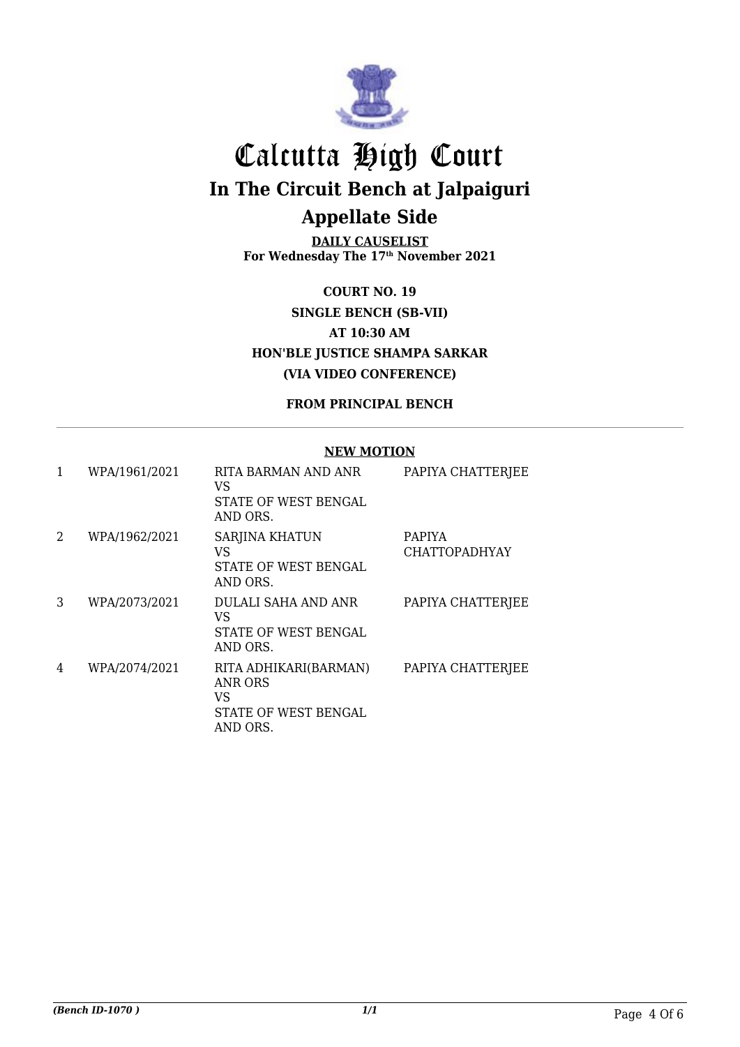# Calcutta High Court

## In The Circuit Bench at Jalpaiguri

## Appellate Side

**DAILY CAUSELIST**
**For Wednesday The 17th November 2021**

**COURT NO. 19**

**SINGLE BENCH (SB-VII)**

**AT 10:30 AM**

**HON'BLE JUSTICE SHAMPA SARKAR**

**(VIA VIDEO CONFERENCE)**

**FROM PRINCIPAL BENCH**

**NEW MOTION**

| | | | |
|---|---|---|---|
| 1 | WPA/1961/2021 | RITA BARMAN AND ANR<br>VS<br>STATE OF WEST BENGAL AND ORS. | PAPIYA CHATTERJEE |
| 2 | WPA/1962/2021 | SARJINA KHATUN<br>VS<br>STATE OF WEST BENGAL AND ORS. | PAPIYA CHATTOPADHYAY |
| 3 | WPA/2073/2021 | DULALI SAHA AND ANR<br>VS<br>STATE OF WEST BENGAL AND ORS. | PAPIYA CHATTERJEE |
| 4 | WPA/2074/2021 | RITA ADHIKARI(BARMAN) ANR ORS<br>VS<br>STATE OF WEST BENGAL AND ORS. | PAPIYA CHATTERJEE |

*(Bench ID-1070 )*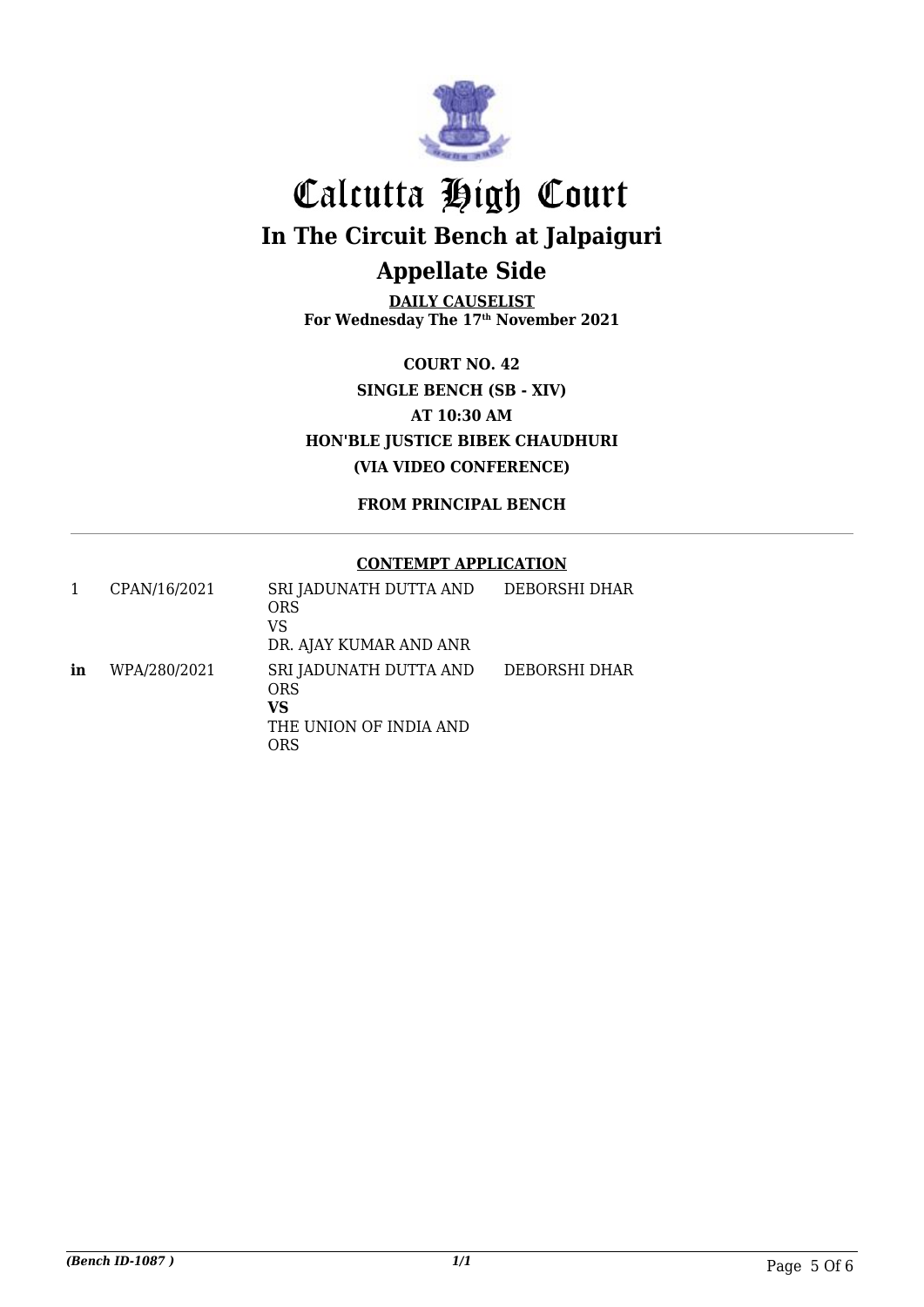# Calcutta High Court

## In The Circuit Bench at Jalpaiguri

## Appellate Side

**DAILY CAUSELIST**
**For Wednesday The 17th November 2021**

**COURT NO. 42**
**SINGLE BENCH (SB - XIV)**
**AT 10:30 AM**
**HON'BLE JUSTICE BIBEK CHAUDHURI**
**(VIA VIDEO CONFERENCE)**

**FROM PRINCIPAL BENCH**

**CONTEMPT APPLICATION**

| | | | |
|---|---|---|---|
| 1 | CPAN/16/2021 | SRI JADUNATH DUTTA AND ORS VS DR. AJAY KUMAR AND ANR | DEBORSHI DHAR |
| **in** | WPA/280/2021 | SRI JADUNATH DUTTA AND ORS **VS** THE UNION OF INDIA AND ORS | DEBORSHI DHAR |

*(Bench ID-1087 )*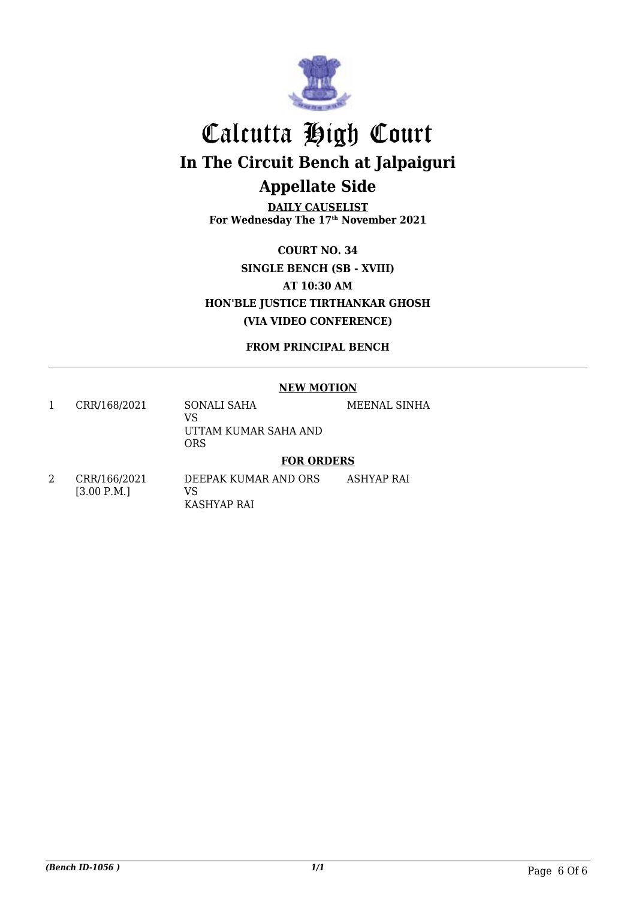# Calcutta High Court

## In The Circuit Bench at Jalpaiguri

## Appellate Side

**DAILY CAUSELIST**
**For Wednesday The 17th November 2021**

**COURT NO. 34**
**SINGLE BENCH (SB - XVIII)**
**AT 10:30 AM**
**HON'BLE JUSTICE TIRTHANKAR GHOSH**
**(VIA VIDEO CONFERENCE)**

**FROM PRINCIPAL BENCH**

**NEW MOTION**

| | | | |
|---|---|---|---|
| 1 | CRR/168/2021 | SONALI SAHA<br>VS<br>UTTAM KUMAR SAHA AND ORS | MEENAL SINHA |

**FOR ORDERS**

| | | | |
|---|---|---|---|
| 2 | CRR/166/2021<br>[3.00 P.M.] | DEEPAK KUMAR AND ORS<br>VS<br>KASHYAP RAI | ASHYAP RAI |

*(Bench ID-1056 )* 1/1